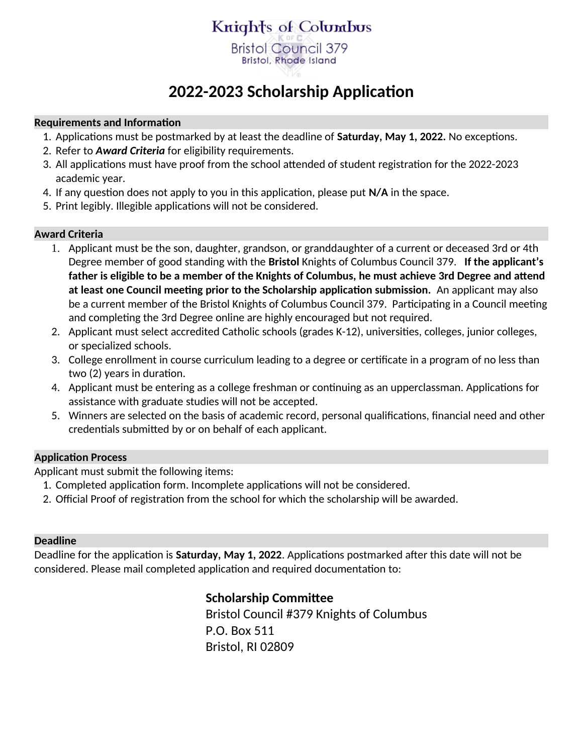Knights of Columbus
Bristol Council 379
Bristol, Rhode Island

# 2022-2023 Scholarship Application

### Requirements and Information

1. Applications must be postmarked by at least the deadline of **Saturday, May 1, 2022.** No exceptions.
2. Refer to ***Award Criteria*** for eligibility requirements.
3. All applications must have proof from the school attended of student registration for the 2022-2023 academic year.
4. If any question does not apply to you in this application, please put **N/A** in the space.
5. Print legibly. Illegible applications will not be considered.

### Award Criteria

1. Applicant must be the son, daughter, grandson, or granddaughter of a current or deceased 3rd or 4th Degree member of good standing with the **Bristol** Knights of Columbus Council 379. **If the applicant's father is eligible to be a member of the Knights of Columbus, he must achieve 3rd Degree and attend at least one Council meeting prior to the Scholarship application submission.** An applicant may also be a current member of the Bristol Knights of Columbus Council 379. Participating in a Council meeting and completing the 3rd Degree online are highly encouraged but not required.
2. Applicant must select accredited Catholic schools (grades K-12), universities, colleges, junior colleges, or specialized schools.
3. College enrollment in course curriculum leading to a degree or certificate in a program of no less than two (2) years in duration.
4. Applicant must be entering as a college freshman or continuing as an upperclassman. Applications for assistance with graduate studies will not be accepted.
5. Winners are selected on the basis of academic record, personal qualifications, financial need and other credentials submitted by or on behalf of each applicant.

### Application Process

Applicant must submit the following items:

1. Completed application form. Incomplete applications will not be considered.
2. Official Proof of registration from the school for which the scholarship will be awarded.

### Deadline

Deadline for the application is **Saturday, May 1, 2022**. Applications postmarked after this date will not be considered. Please mail completed application and required documentation to:

**Scholarship Committee**
Bristol Council #379 Knights of Columbus
P.O. Box 511
Bristol, RI 02809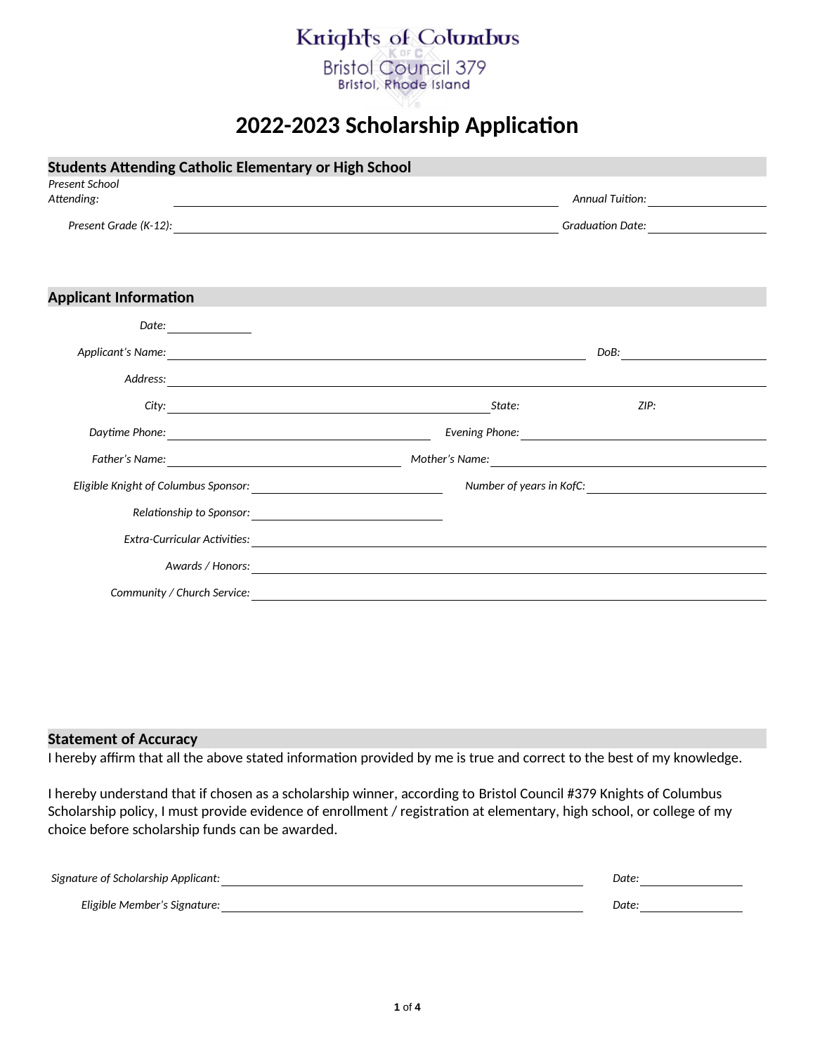Knights of Columbus
Bristol Council 379
Bristol, Rhode Island

# 2022-2023 Scholarship Application

## Students Attending Catholic Elementary or High School

*Present School Attending:* \_\_\_\_\_\_\_\_\_\_\_\_\_\_\_\_\_\_\_\_ *Annual Tuition:* \_\_\_\_\_\_\_\_\_\_

*Present Grade (K-12):* \_\_\_\_\_\_\_\_\_\_\_\_\_\_\_\_\_\_\_\_ *Graduation Date:* \_\_\_\_\_\_\_\_\_\_

## Applicant Information

*Date:* \_\_\_\_\_\_\_\_\_\_

*Applicant's Name:* \_\_\_\_\_\_\_\_\_\_\_\_\_\_\_\_\_\_\_\_ *DoB:* \_\_\_\_\_\_\_\_\_\_

*Address:* \_\_\_\_\_\_\_\_\_\_\_\_\_\_\_\_\_\_\_\_

*City:* \_\_\_\_\_\_\_\_\_\_\_\_\_\_\_\_\_\_\_\_ *State:* *ZIP:*

*Daytime Phone:* \_\_\_\_\_\_\_\_\_\_\_\_\_\_\_\_\_\_\_\_ *Evening Phone:* \_\_\_\_\_\_\_\_\_\_\_\_\_\_\_\_\_\_\_\_

*Father's Name:* \_\_\_\_\_\_\_\_\_\_\_\_\_\_\_\_\_\_\_\_ *Mother's Name:* \_\_\_\_\_\_\_\_\_\_\_\_\_\_\_\_\_\_\_\_

*Eligible Knight of Columbus Sponsor:* \_\_\_\_\_\_\_\_\_\_\_\_\_\_\_\_\_\_\_\_ *Number of years in KofC:* \_\_\_\_\_\_\_\_\_\_

*Relationship to Sponsor:* \_\_\_\_\_\_\_\_\_\_\_\_\_\_\_\_\_\_\_\_

*Extra-Curricular Activities:* \_\_\_\_\_\_\_\_\_\_\_\_\_\_\_\_\_\_\_\_

*Awards / Honors:* \_\_\_\_\_\_\_\_\_\_\_\_\_\_\_\_\_\_\_\_

*Community / Church Service:* \_\_\_\_\_\_\_\_\_\_\_\_\_\_\_\_\_\_\_\_

## Statement of Accuracy

I hereby affirm that all the above stated information provided by me is true and correct to the best of my knowledge.

I hereby understand that if chosen as a scholarship winner, according to Bristol Council #379 Knights of Columbus Scholarship policy, I must provide evidence of enrollment / registration at elementary, high school, or college of my choice before scholarship funds can be awarded.

*Signature of Scholarship Applicant:* \_\_\_\_\_\_\_\_\_\_\_\_\_\_\_\_\_\_\_\_ *Date:* \_\_\_\_\_\_\_\_\_\_

*Eligible Member's Signature:* \_\_\_\_\_\_\_\_\_\_\_\_\_\_\_\_\_\_\_\_ *Date:* \_\_\_\_\_\_\_\_\_\_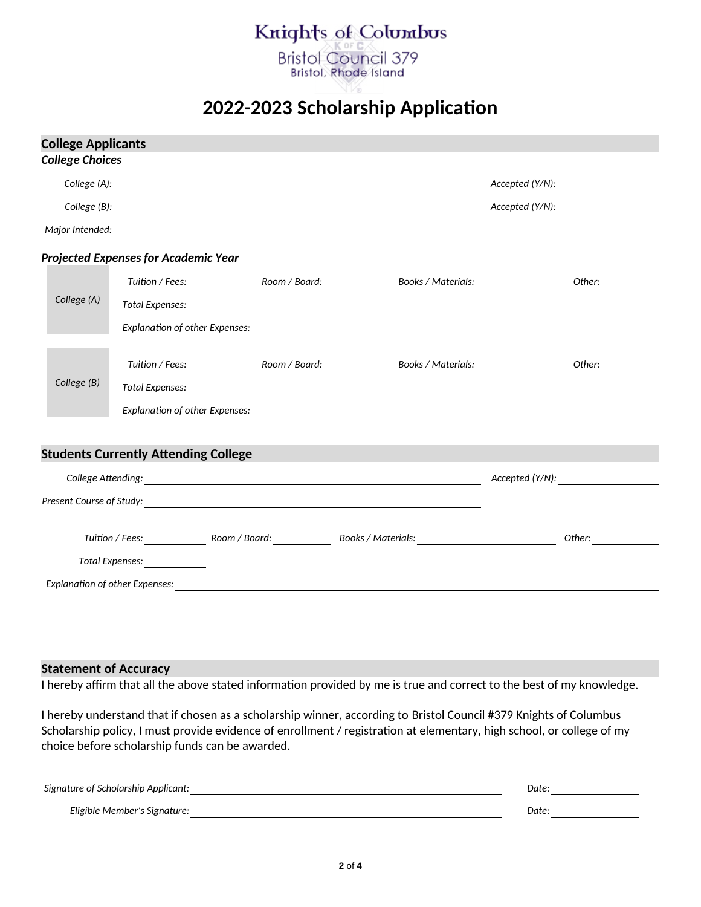Knights of Columbus
Bristol Council 379
Bristol, Rhode Island

# 2022-2023 Scholarship Application

## College Applicants

### *College Choices*

*College (A):* ______________________________ *Accepted (Y/N):* ________

*College (B):* ______________________________ *Accepted (Y/N):* ________

*Major Intended:* ______________________________

### *Projected Expenses for Academic Year*

**College (A)**

*Tuition / Fees:* ________ *Room / Board:* ________ *Books / Materials:* ________ *Other:* ________

*Total Expenses:* ________

*Explanation of other Expenses:* ______________________________

**College (B)**

*Tuition / Fees:* ________ *Room / Board:* ________ *Books / Materials:* ________ *Other:* ________

*Total Expenses:* ________

*Explanation of other Expenses:* ______________________________

## Students Currently Attending College

*College Attending:* ______________________________ *Accepted (Y/N):* ________

*Present Course of Study:* ______________________________

*Tuition / Fees:* ________ *Room / Board:* ________ *Books / Materials:* ________ *Other:* ________

*Total Expenses:* ________

*Explanation of other Expenses:* ______________________________

## Statement of Accuracy

I hereby affirm that all the above stated information provided by me is true and correct to the best of my knowledge.

I hereby understand that if chosen as a scholarship winner, according to Bristol Council #379 Knights of Columbus Scholarship policy, I must provide evidence of enrollment / registration at elementary, high school, or college of my choice before scholarship funds can be awarded.

*Signature of Scholarship Applicant:* ______________________________ *Date:* ________

*Eligible Member's Signature:* ______________________________ *Date:* ________